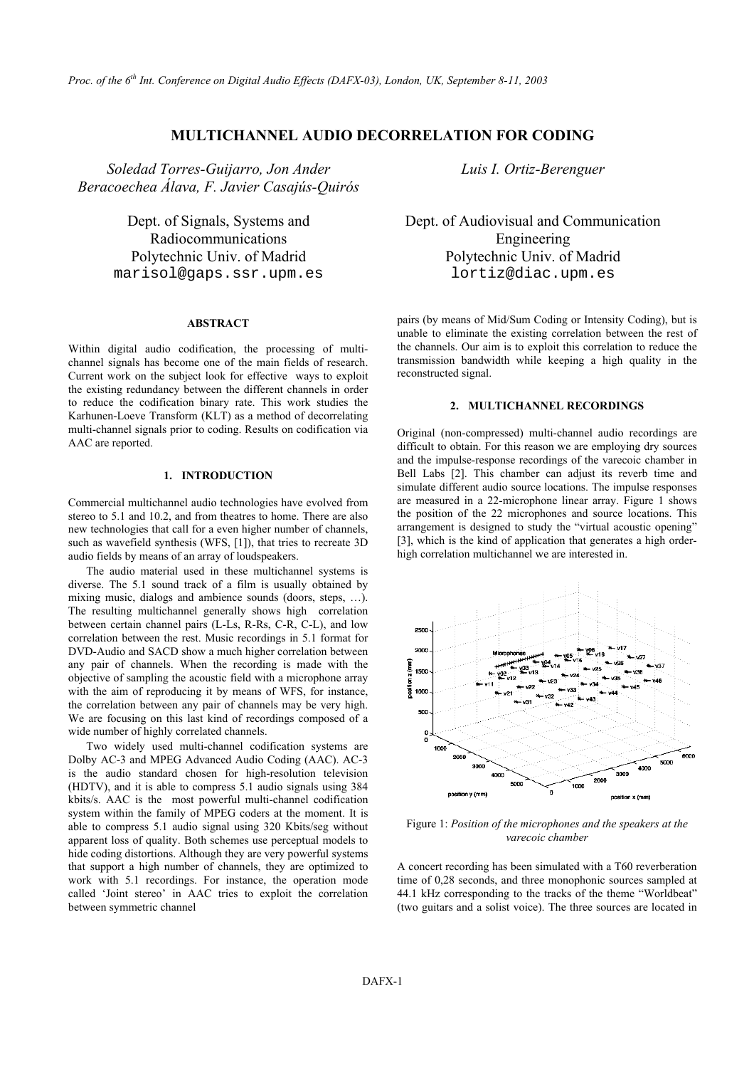# MULTICHANNEL AUDIO DECORRELATION FOR CODING

*Soledad Torres-Guijarro, Jon Ander Beracoechea Álava, F. Javier Casajús-Quirós*

Dept. of Signals, Systems and Radiocommunications
Polytechnic Univ. of Madrid
marisol@gaps.ssr.upm.es

*Luis I. Ortiz-Berenguer*

Dept. of Audiovisual and Communication Engineering
Polytechnic Univ. of Madrid
lortiz@diac.upm.es

## ABSTRACT

Within digital audio codification, the processing of multi-channel signals has become one of the main fields of research. Current work on the subject look for effective ways to exploit the existing redundancy between the different channels in order to reduce the codification binary rate. This work studies the Karhunen-Loeve Transform (KLT) as a method of decorrelating multi-channel signals prior to coding. Results on codification via AAC are reported.

## 1. INTRODUCTION

Commercial multichannel audio technologies have evolved from stereo to 5.1 and 10.2, and from theatres to home. There are also new technologies that call for a even higher number of channels, such as wavefield synthesis (WFS, [1]), that tries to recreate 3D audio fields by means of an array of loudspeakers.

The audio material used in these multichannel systems is diverse. The 5.1 sound track of a film is usually obtained by mixing music, dialogs and ambience sounds (doors, steps, …). The resulting multichannel generally shows high correlation between certain channel pairs (L-Ls, R-Rs, C-R, C-L), and low correlation between the rest. Music recordings in 5.1 format for DVD-Audio and SACD show a much higher correlation between any pair of channels. When the recording is made with the objective of sampling the acoustic field with a microphone array with the aim of reproducing it by means of WFS, for instance, the correlation between any pair of channels may be very high. We are focusing on this last kind of recordings composed of a wide number of highly correlated channels.

Two widely used multi-channel codification systems are Dolby AC-3 and MPEG Advanced Audio Coding (AAC). AC-3 is the audio standard chosen for high-resolution television (HDTV), and it is able to compress 5.1 audio signals using 384 kbits/s. AAC is the most powerful multi-channel codification system within the family of MPEG coders at the moment. It is able to compress 5.1 audio signal using 320 Kbits/seg without apparent loss of quality. Both schemes use perceptual models to hide coding distortions. Although they are very powerful systems that support a high number of channels, they are optimized to work with 5.1 recordings. For instance, the operation mode called 'Joint stereo' in AAC tries to exploit the correlation between symmetric channel pairs (by means of Mid/Sum Coding or Intensity Coding), but is unable to eliminate the existing correlation between the rest of the channels. Our aim is to exploit this correlation to reduce the transmission bandwidth while keeping a high quality in the reconstructed signal.

## 2. MULTICHANNEL RECORDINGS

Original (non-compressed) multi-channel audio recordings are difficult to obtain. For this reason we are employing dry sources and the impulse-response recordings of the varecoic chamber in Bell Labs [2]. This chamber can adjust its reverb time and simulate different audio source locations. The impulse responses are measured in a 22-microphone linear array. Figure 1 shows the position of the 22 microphones and source locations. This arrangement is designed to study the "virtual acoustic opening" [3], which is the kind of application that generates a high order-high correlation multichannel we are interested in.

Figure 1: *Position of the microphones and the speakers at the varecoic chamber*

A concert recording has been simulated with a T60 reverberation time of 0,28 seconds, and three monophonic sources sampled at 44.1 kHz corresponding to the tracks of the theme "Worldbeat" (two guitars and a solist voice). The three sources are located in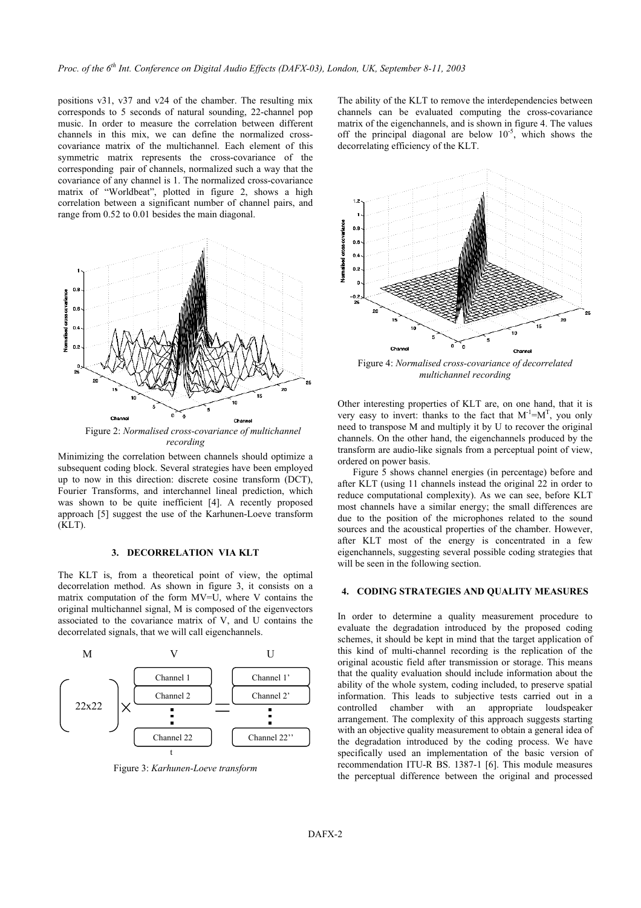positions v31, v37 and v24 of the chamber. The resulting mix corresponds to 5 seconds of natural sounding, 22-channel pop music. In order to measure the correlation between different channels in this mix, we can define the normalized cross-covariance matrix of the multichannel. Each element of this symmetric matrix represents the cross-covariance of the corresponding pair of channels, normalized such a way that the covariance of any channel is 1. The normalized cross-covariance matrix of "Worldbeat", plotted in figure 2, shows a high correlation between a significant number of channel pairs, and range from 0.52 to 0.01 besides the main diagonal.

Figure 2: *Normalised cross-covariance of multichannel recording*

Minimizing the correlation between channels should optimize a subsequent coding block. Several strategies have been employed up to now in this direction: discrete cosine transform (DCT), Fourier Transforms, and interchannel lineal prediction, which was shown to be quite inefficient [4]. A recently proposed approach [5] suggest the use of the Karhunen-Loeve transform (KLT).

## 3. DECORRELATION VIA KLT

The KLT is, from a theoretical point of view, the optimal decorrelation method. As shown in figure 3, it consists on a matrix computation of the form MV=U, where V contains the original multichannel signal, M is composed of the eigenvectors associated to the covariance matrix of V, and U contains the decorrelated signals, that we will call eigenchannels.

Figure 3: *Karhunen-Loeve transform*

The ability of the KLT to remove the interdependencies between channels can be evaluated computing the cross-covariance matrix of the eigenchannels, and is shown in figure 4. The values off the principal diagonal are below $10^{-5}$, which shows the decorrelating efficiency of the KLT.

Figure 4: *Normalised cross-covariance of decorrelated multichannel recording*

Other interesting properties of KLT are, on one hand, that it is very easy to invert: thanks to the fact that $M^{-1}=M^{T}$, you only need to transpose M and multiply it by U to recover the original channels. On the other hand, the eigenchannels produced by the transform are audio-like signals from a perceptual point of view, ordered on power basis.

Figure 5 shows channel energies (in percentage) before and after KLT (using 11 channels instead the original 22 in order to reduce computational complexity). As we can see, before KLT most channels have a similar energy; the small differences are due to the position of the microphones related to the sound sources and the acoustical properties of the chamber. However, after KLT most of the energy is concentrated in a few eigenchannels, suggesting several possible coding strategies that will be seen in the following section.

## 4. CODING STRATEGIES AND QUALITY MEASURES

In order to determine a quality measurement procedure to evaluate the degradation introduced by the proposed coding schemes, it should be kept in mind that the target application of this kind of multi-channel recording is the replication of the original acoustic field after transmission or storage. This means that the quality evaluation should include information about the ability of the whole system, coding included, to preserve spatial information. This leads to subjective tests carried out in a controlled chamber with an appropriate loudspeaker arrangement. The complexity of this approach suggests starting with an objective quality measurement to obtain a general idea of the degradation introduced by the coding process. We have specifically used an implementation of the basic version of recommendation ITU-R BS. 1387-1 [6]. This module measures the perceptual difference between the original and processed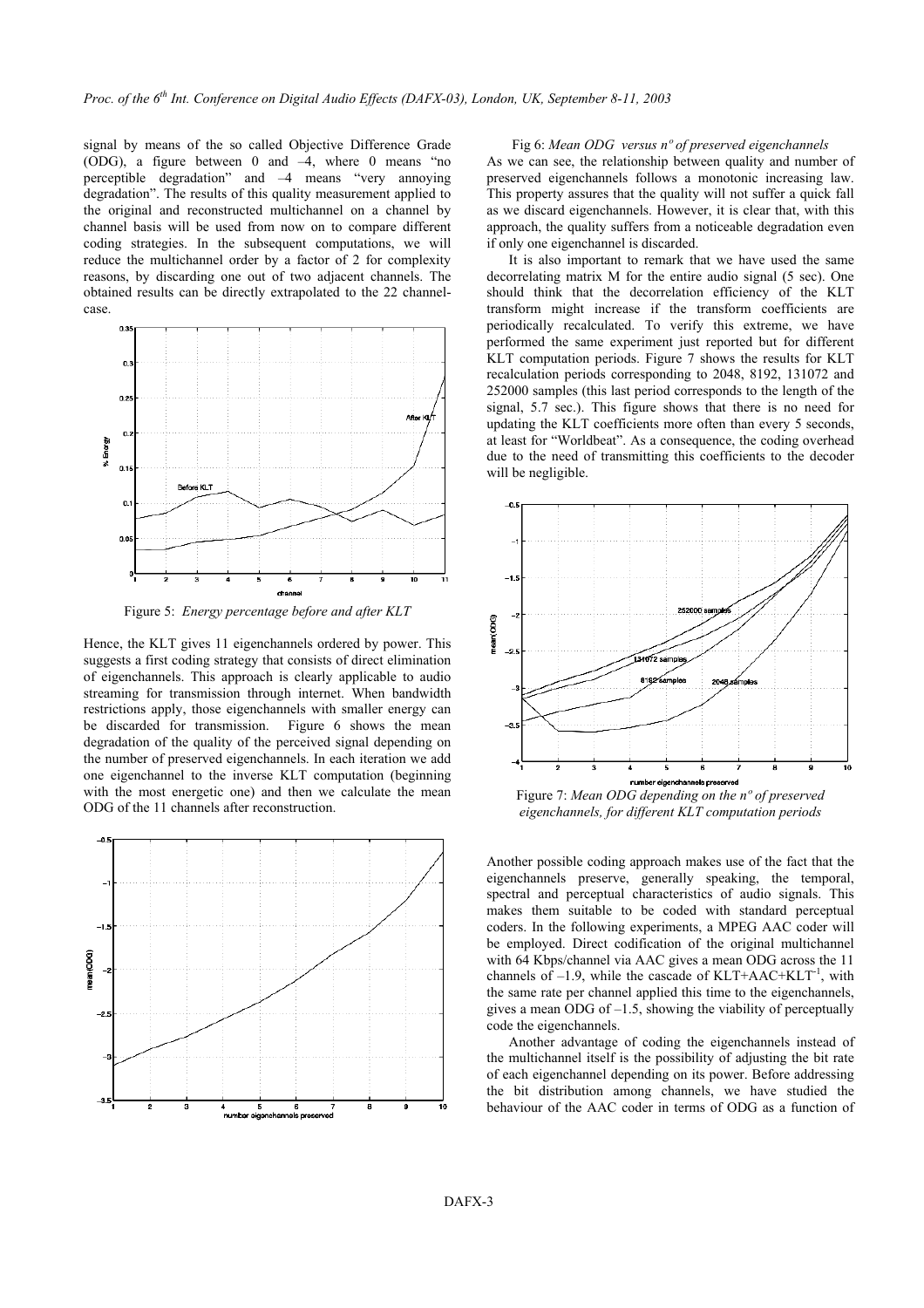signal by means of the so called Objective Difference Grade (ODG), a figure between 0 and –4, where 0 means "no perceptible degradation" and –4 means "very annoying degradation". The results of this quality measurement applied to the original and reconstructed multichannel on a channel by channel basis will be used from now on to compare different coding strategies. In the subsequent computations, we will reduce the multichannel order by a factor of 2 for complexity reasons, by discarding one out of two adjacent channels. The obtained results can be directly extrapolated to the 22 channel-case.

Figure 5: *Energy percentage before and after KLT*

Hence, the KLT gives 11 eigenchannels ordered by power. This suggests a first coding strategy that consists of direct elimination of eigenchannels. This approach is clearly applicable to audio streaming for transmission through internet. When bandwidth restrictions apply, those eigenchannels with smaller energy can be discarded for transmission. Figure 6 shows the mean degradation of the quality of the perceived signal depending on the number of preserved eigenchannels. In each iteration we add one eigenchannel to the inverse KLT computation (beginning with the most energetic one) and then we calculate the mean ODG of the 11 channels after reconstruction.

Fig 6: *Mean ODG versus nº of preserved eigenchannels*

As we can see, the relationship between quality and number of preserved eigenchannels follows a monotonic increasing law. This property assures that the quality will not suffer a quick fall as we discard eigenchannels. However, it is clear that, with this approach, the quality suffers from a noticeable degradation even if only one eigenchannel is discarded.

It is also important to remark that we have used the same decorrelating matrix M for the entire audio signal (5 sec). One should think that the decorrelation efficiency of the KLT transform might increase if the transform coefficients are periodically recalculated. To verify this extreme, we have performed the same experiment just reported but for different KLT computation periods. Figure 7 shows the results for KLT recalculation periods corresponding to 2048, 8192, 131072 and 252000 samples (this last period corresponds to the length of the signal, 5.7 sec.). This figure shows that there is no need for updating the KLT coefficients more often than every 5 seconds, at least for "Worldbeat". As a consequence, the coding overhead due to the need of transmitting this coefficients to the decoder will be negligible.

Figure 7: *Mean ODG depending on the nº of preserved eigenchannels, for different KLT computation periods*

Another possible coding approach makes use of the fact that the eigenchannels preserve, generally speaking, the temporal, spectral and perceptual characteristics of audio signals. This makes them suitable to be coded with standard perceptual coders. In the following experiments, a MPEG AAC coder will be employed. Direct codification of the original multichannel with 64 Kbps/channel via AAC gives a mean ODG across the 11 channels of –1.9, while the cascade of KLT+AAC+KLT$^{-1}$, with the same rate per channel applied this time to the eigenchannels, gives a mean ODG of –1.5, showing the viability of perceptually code the eigenchannels.

Another advantage of coding the eigenchannels instead of the multichannel itself is the possibility of adjusting the bit rate of each eigenchannel depending on its power. Before addressing the bit distribution among channels, we have studied the behaviour of the AAC coder in terms of ODG as a function of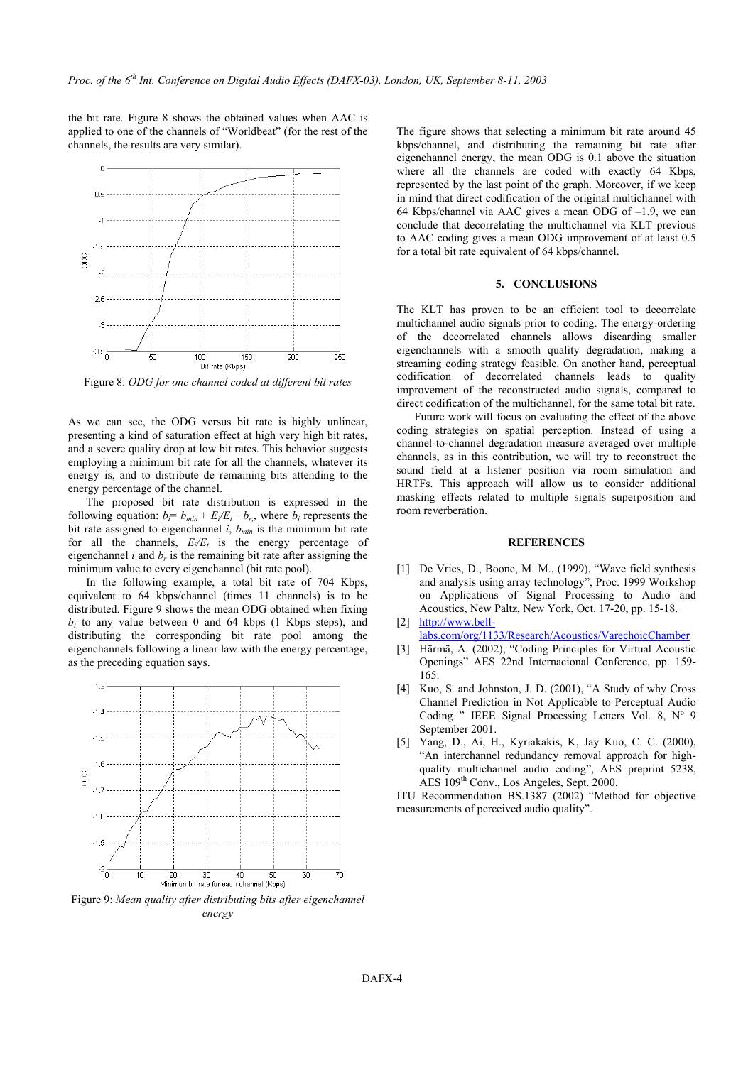the bit rate. Figure 8 shows the obtained values when AAC is applied to one of the channels of "Worldbeat" (for the rest of the channels, the results are very similar).

0
-0.5
-1
-1.5
-2
-2.5
-3
-3.5
ODG
0
50
100
150
200
250
Bit rate (Kbps)

Figure 8: *ODG for one channel coded at different bit rates*

As we can see, the ODG versus bit rate is highly unlinear, presenting a kind of saturation effect at high very high bit rates, and a severe quality drop at low bit rates. This behavior suggests employing a minimum bit rate for all the channels, whatever its energy is, and to distribute de remaining bits attending to the energy percentage of the channel.

The proposed bit rate distribution is expressed in the following equation: $b_i = b_{min} + E_i/E_t \cdot b_r$, where $b_i$ represents the bit rate assigned to eigenchannel $i$, $b_{min}$ is the minimum bit rate for all the channels, $E_i/E_t$ is the energy percentage of eigenchannel $i$ and $b_r$ is the remaining bit rate after assigning the minimum value to every eigenchannel (bit rate pool).

In the following example, a total bit rate of 704 Kbps, equivalent to 64 kbps/channel (times 11 channels) is to be distributed. Figure 9 shows the mean ODG obtained when fixing $b_i$ to any value between 0 and 64 kbps (1 Kbps steps), and distributing the corresponding bit rate pool among the eigenchannels following a linear law with the energy percentage, as the preceding equation says.

-1.3
-1.4
-1.5
-1.6
-1.7
-1.8
-1.9
-2
ODG
0
10
20
30
40
50
60
70
Minimun bit rate for each channel (Kbps)

Figure 9: *Mean quality after distributing bits after eigenchannel energy*

The figure shows that selecting a minimum bit rate around 45 kbps/channel, and distributing the remaining bit rate after eigenchannel energy, the mean ODG is 0.1 above the situation where all the channels are coded with exactly 64 Kbps, represented by the last point of the graph. Moreover, if we keep in mind that direct codification of the original multichannel with 64 Kbps/channel via AAC gives a mean ODG of –1.9, we can conclude that decorrelating the multichannel via KLT previous to AAC coding gives a mean ODG improvement of at least 0.5 for a total bit rate equivalent of 64 kbps/channel.

## 5. CONCLUSIONS

The KLT has proven to be an efficient tool to decorrelate multichannel audio signals prior to coding. The energy-ordering of the decorrelated channels allows discarding smaller eigenchannels with a smooth quality degradation, making a streaming coding strategy feasible. On another hand, perceptual codification of decorrelated channels leads to quality improvement of the reconstructed audio signals, compared to direct codification of the multichannel, for the same total bit rate.

Future work will focus on evaluating the effect of the above coding strategies on spatial perception. Instead of using a channel-to-channel degradation measure averaged over multiple channels, as in this contribution, we will try to reconstruct the sound field at a listener position via room simulation and HRTFs. This approach will allow us to consider additional masking effects related to multiple signals superposition and room reverberation.

## REFERENCES

[1] De Vries, D., Boone, M. M., (1999), "Wave field synthesis and analysis using array technology", Proc. 1999 Workshop on Applications of Signal Processing to Audio and Acoustics, New Paltz, New York, Oct. 17-20, pp. 15-18.

[2] http://www.bell-labs.com/org/1133/Research/Acoustics/VarechoicChamber

[3] Härmä, A. (2002), "Coding Principles for Virtual Acoustic Openings" AES 22nd Internacional Conference, pp. 159-165.

[4] Kuo, S. and Johnston, J. D. (2001), "A Study of why Cross Channel Prediction in Not Applicable to Perceptual Audio Coding " IEEE Signal Processing Letters Vol. 8, Nº 9 September 2001.

[5] Yang, D., Ai, H., Kyriakakis, K, Jay Kuo, C. C. (2000), "An interchannel redundancy removal approach for high-quality multichannel audio coding", AES preprint 5238, AES 109th Conv., Los Angeles, Sept. 2000.

ITU Recommendation BS.1387 (2002) "Method for objective measurements of perceived audio quality".